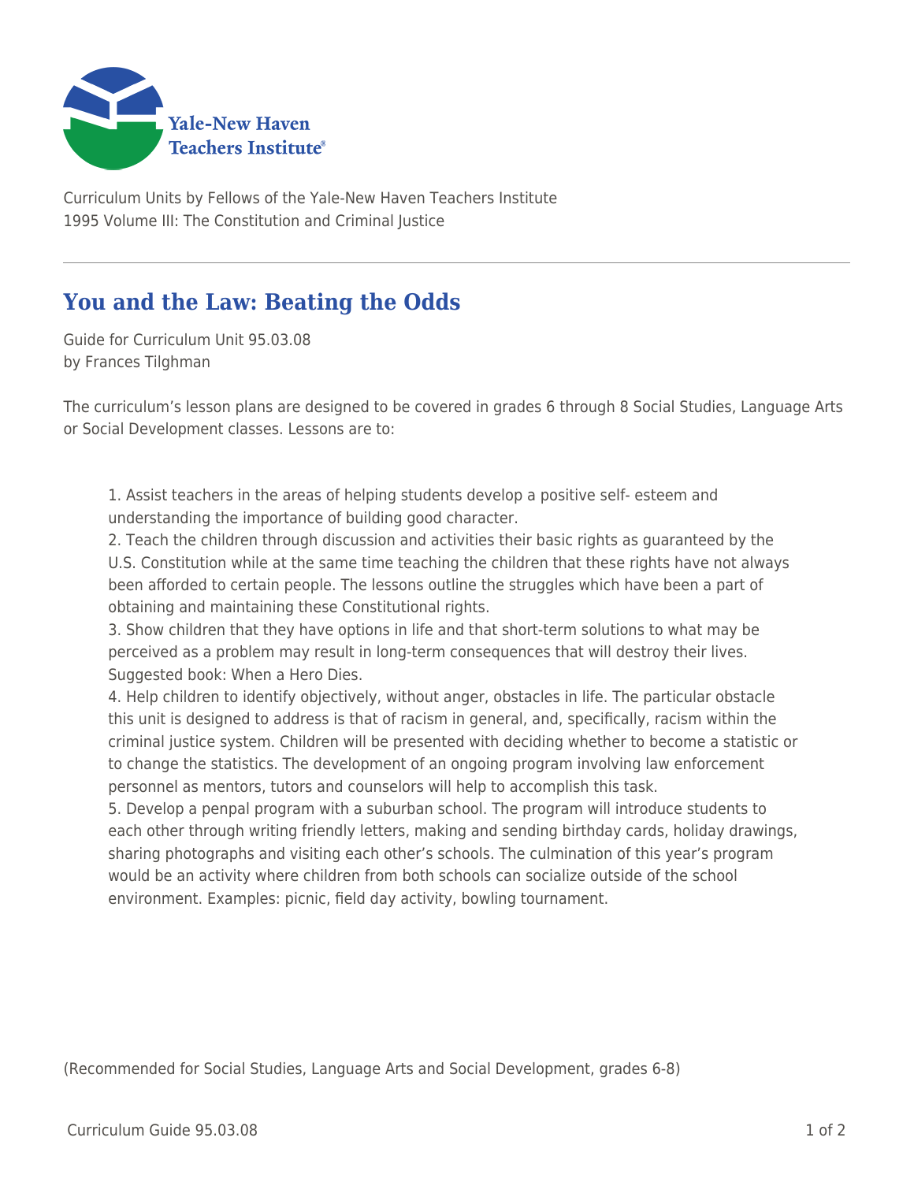Curriculum Units by Fellows of the Yale-New Haven Teachers Institute
1995 Volume III: The Constitution and Criminal Justice

# You and the Law: Beating the Odds

Guide for Curriculum Unit 95.03.08
by Frances Tilghman

The curriculum's lesson plans are designed to be covered in grades 6 through 8 Social Studies, Language Arts or Social Development classes. Lessons are to:

1. Assist teachers in the areas of helping students develop a positive self- esteem and understanding the importance of building good character.
2. Teach the children through discussion and activities their basic rights as guaranteed by the U.S. Constitution while at the same time teaching the children that these rights have not always been afforded to certain people. The lessons outline the struggles which have been a part of obtaining and maintaining these Constitutional rights.
3. Show children that they have options in life and that short-term solutions to what may be perceived as a problem may result in long-term consequences that will destroy their lives. Suggested book: When a Hero Dies.
4. Help children to identify objectively, without anger, obstacles in life. The particular obstacle this unit is designed to address is that of racism in general, and, specifically, racism within the criminal justice system. Children will be presented with deciding whether to become a statistic or to change the statistics. The development of an ongoing program involving law enforcement personnel as mentors, tutors and counselors will help to accomplish this task.
5. Develop a penpal program with a suburban school. The program will introduce students to each other through writing friendly letters, making and sending birthday cards, holiday drawings, sharing photographs and visiting each other's schools. The culmination of this year's program would be an activity where children from both schools can socialize outside of the school environment. Examples: picnic, field day activity, bowling tournament.

(Recommended for Social Studies, Language Arts and Social Development, grades 6-8)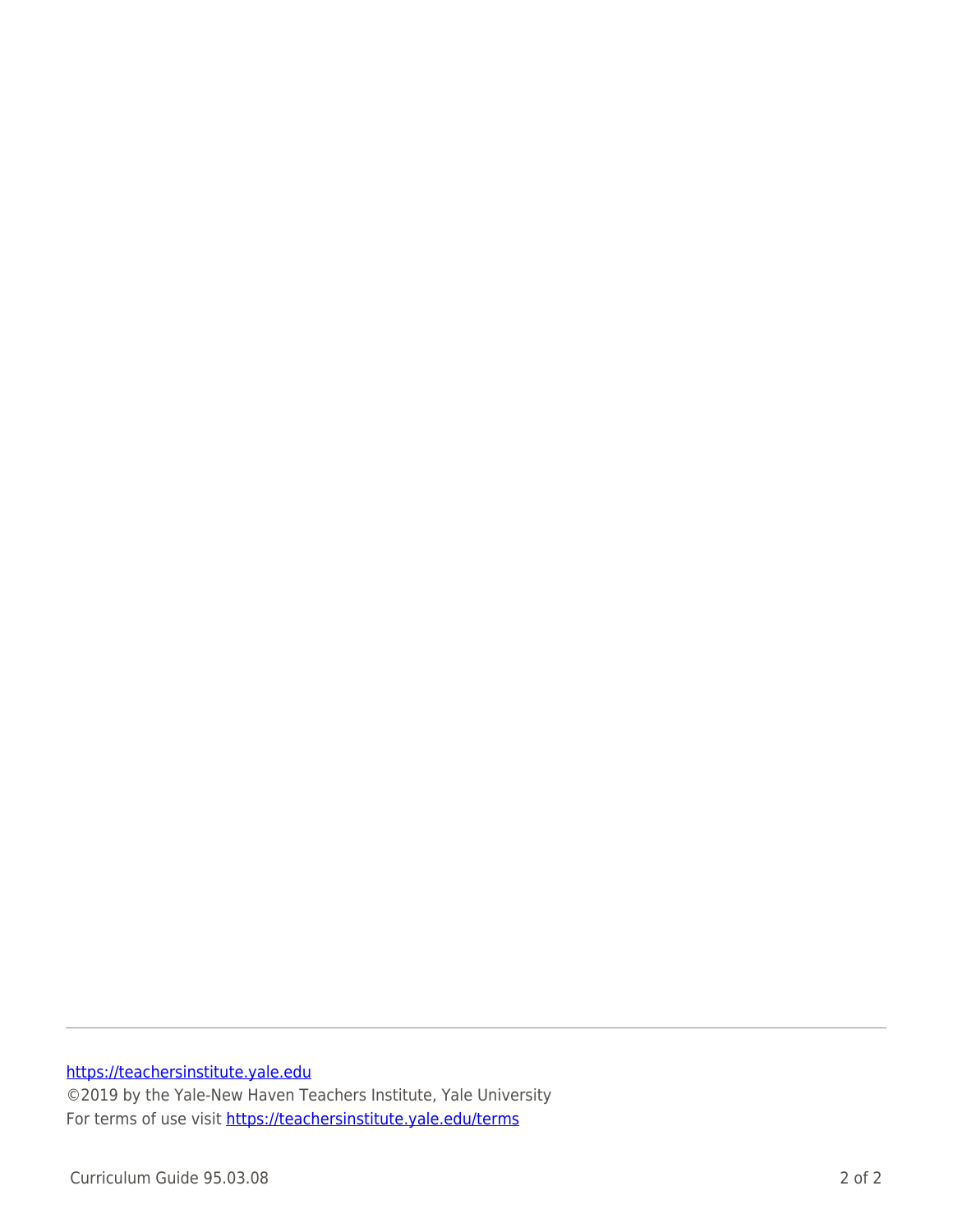https://teachersinstitute.yale.edu
©2019 by the Yale-New Haven Teachers Institute, Yale University
For terms of use visit https://teachersinstitute.yale.edu/terms